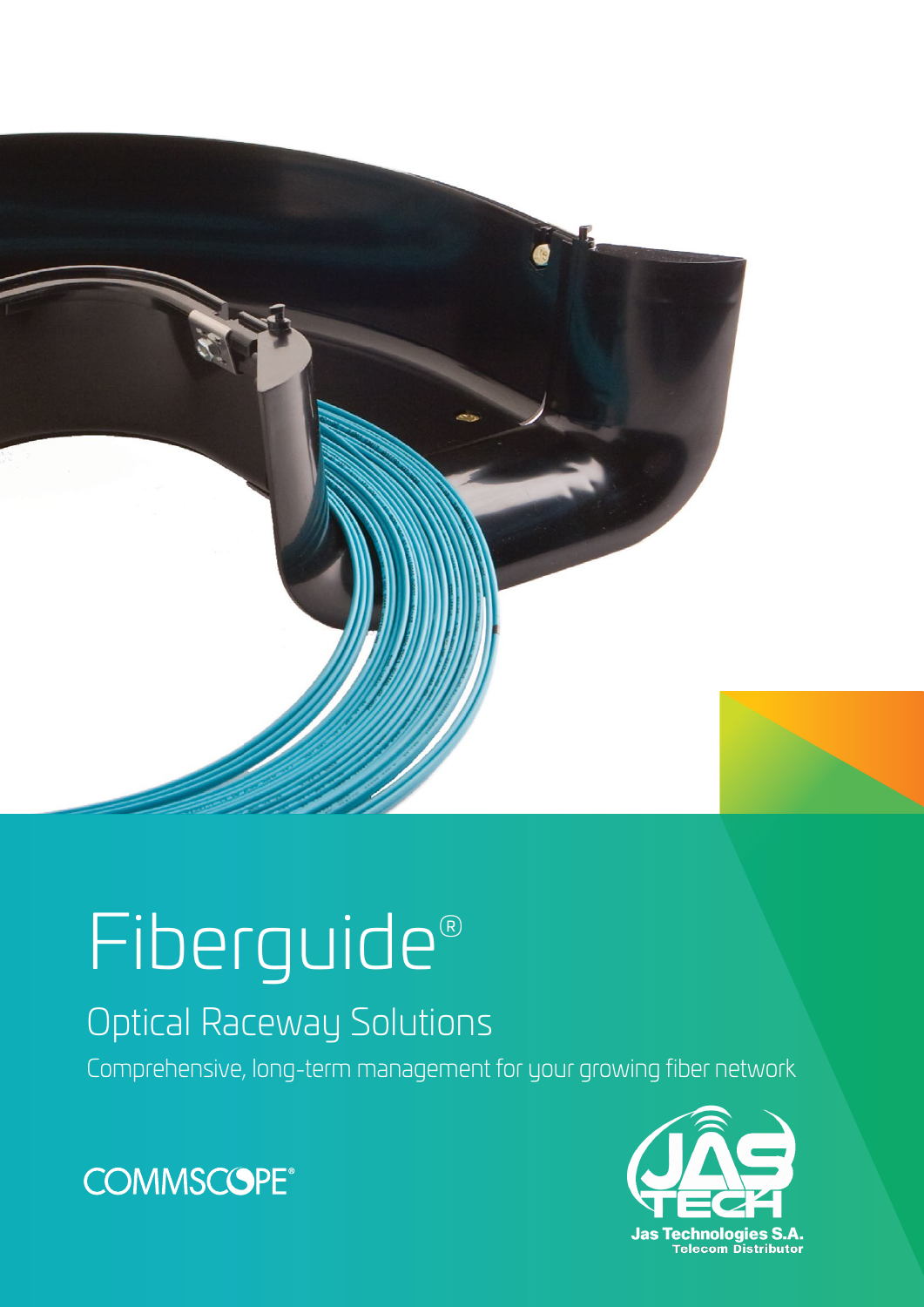# Fiberguide®

## Optical Raceway Solutions

Comprehensive, long-term management for your growing fiber network

COMMSCOPE®

JAS TECH
Jas Technologies S.A.
Telecom Distributor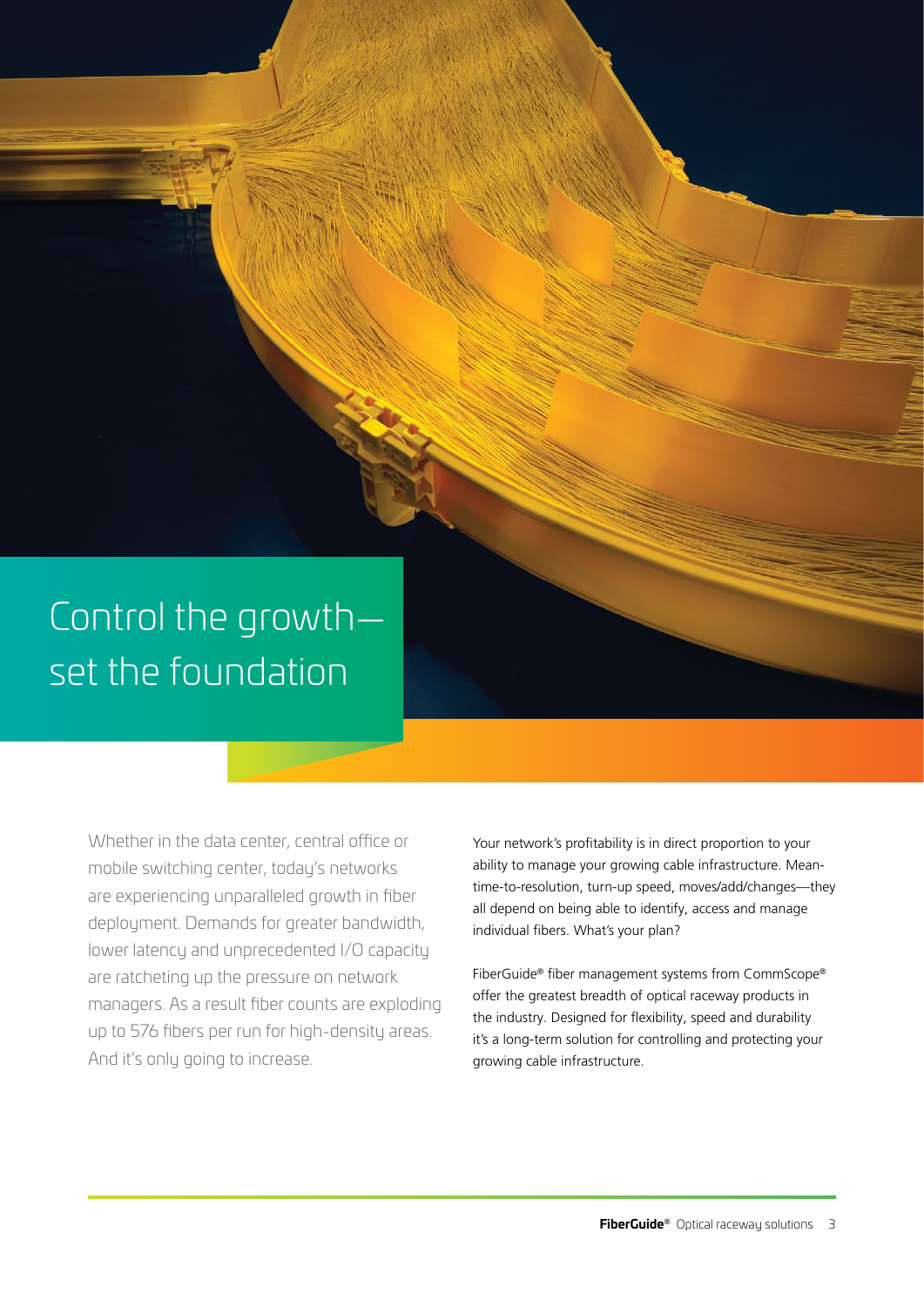# Control the growth—set the foundation

Whether in the data center, central office or mobile switching center, today's networks are experiencing unparalleled growth in fiber deployment. Demands for greater bandwidth, lower latency and unprecedented I/O capacity are ratcheting up the pressure on network managers. As a result fiber counts are exploding up to 576 fibers per run for high-density areas. And it's only going to increase.

Your network's profitability is in direct proportion to your ability to manage your growing cable infrastructure. Mean-time-to-resolution, turn-up speed, moves/add/changes—they all depend on being able to identify, access and manage individual fibers. What's your plan?

FiberGuide® fiber management systems from CommScope® offer the greatest breadth of optical raceway products in the industry. Designed for flexibility, speed and durability it's a long-term solution for controlling and protecting your growing cable infrastructure.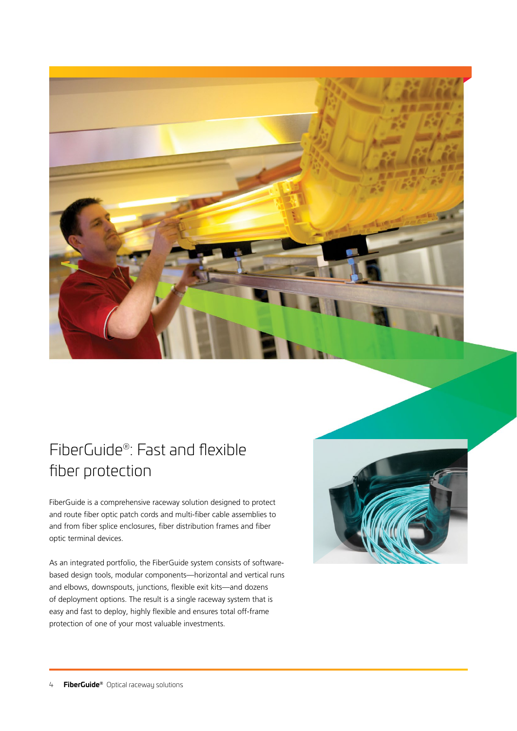# FiberGuide®: Fast and flexible fiber protection

FiberGuide is a comprehensive raceway solution designed to protect and route fiber optic patch cords and multi-fiber cable assemblies to and from fiber splice enclosures, fiber distribution frames and fiber optic terminal devices.

As an integrated portfolio, the FiberGuide system consists of software-based design tools, modular components—horizontal and vertical runs and elbows, downspouts, junctions, flexible exit kits—and dozens of deployment options. The result is a single raceway system that is easy and fast to deploy, highly flexible and ensures total off-frame protection of one of your most valuable investments.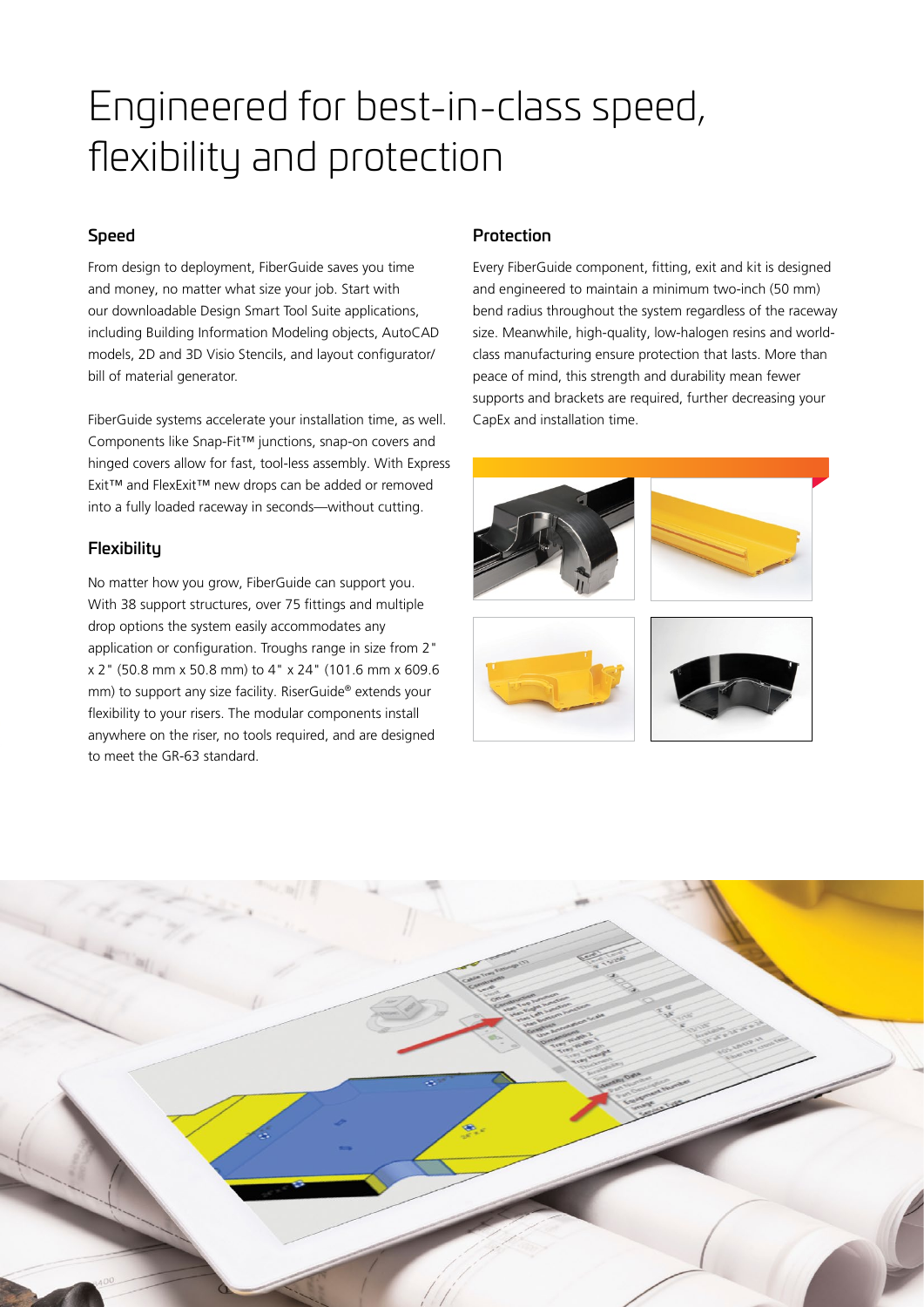# Engineered for best-in-class speed, flexibility and protection

## Speed

From design to deployment, FiberGuide saves you time and money, no matter what size your job. Start with our downloadable Design Smart Tool Suite applications, including Building Information Modeling objects, AutoCAD models, 2D and 3D Visio Stencils, and layout configurator/bill of material generator.

FiberGuide systems accelerate your installation time, as well. Components like Snap-Fit™ junctions, snap-on covers and hinged covers allow for fast, tool-less assembly. With Express Exit™ and FlexExit™ new drops can be added or removed into a fully loaded raceway in seconds—without cutting.

## Flexibility

No matter how you grow, FiberGuide can support you. With 38 support structures, over 75 fittings and multiple drop options the system easily accommodates any application or configuration. Troughs range in size from 2" x 2" (50.8 mm x 50.8 mm) to 4" x 24" (101.6 mm x 609.6 mm) to support any size facility. RiserGuide® extends your flexibility to your risers. The modular components install anywhere on the riser, no tools required, and are designed to meet the GR-63 standard.

## Protection

Every FiberGuide component, fitting, exit and kit is designed and engineered to maintain a minimum two-inch (50 mm) bend radius throughout the system regardless of the raceway size. Meanwhile, high-quality, low-halogen resins and world-class manufacturing ensure protection that lasts. More than peace of mind, this strength and durability mean fewer supports and brackets are required, further decreasing your CapEx and installation time.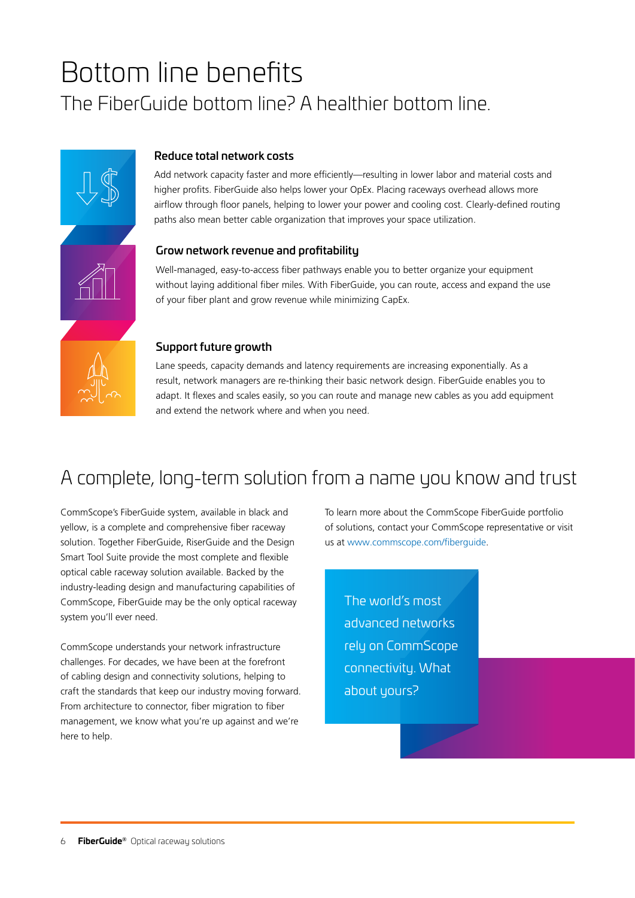# Bottom line benefits

## The FiberGuide bottom line? A healthier bottom line.

### Reduce total network costs

Add network capacity faster and more efficiently—resulting in lower labor and material costs and higher profits. FiberGuide also helps lower your OpEx. Placing raceways overhead allows more airflow through floor panels, helping to lower your power and cooling cost. Clearly-defined routing paths also mean better cable organization that improves your space utilization.

### Grow network revenue and profitability

Well-managed, easy-to-access fiber pathways enable you to better organize your equipment without laying additional fiber miles. With FiberGuide, you can route, access and expand the use of your fiber plant and grow revenue while minimizing CapEx.

### Support future growth

Lane speeds, capacity demands and latency requirements are increasing exponentially. As a result, network managers are re-thinking their basic network design. FiberGuide enables you to adapt. It flexes and scales easily, so you can route and manage new cables as you add equipment and extend the network where and when you need.

## A complete, long-term solution from a name you know and trust

CommScope's FiberGuide system, available in black and yellow, is a complete and comprehensive fiber raceway solution. Together FiberGuide, RiserGuide and the Design Smart Tool Suite provide the most complete and flexible optical cable raceway solution available. Backed by the industry-leading design and manufacturing capabilities of CommScope, FiberGuide may be the only optical raceway system you'll ever need.

CommScope understands your network infrastructure challenges. For decades, we have been at the forefront of cabling design and connectivity solutions, helping to craft the standards that keep our industry moving forward. From architecture to connector, fiber migration to fiber management, we know what you're up against and we're here to help.

To learn more about the CommScope FiberGuide portfolio of solutions, contact your CommScope representative or visit us at www.commscope.com/fiberguide.

The world's most advanced networks rely on CommScope connectivity. What about yours?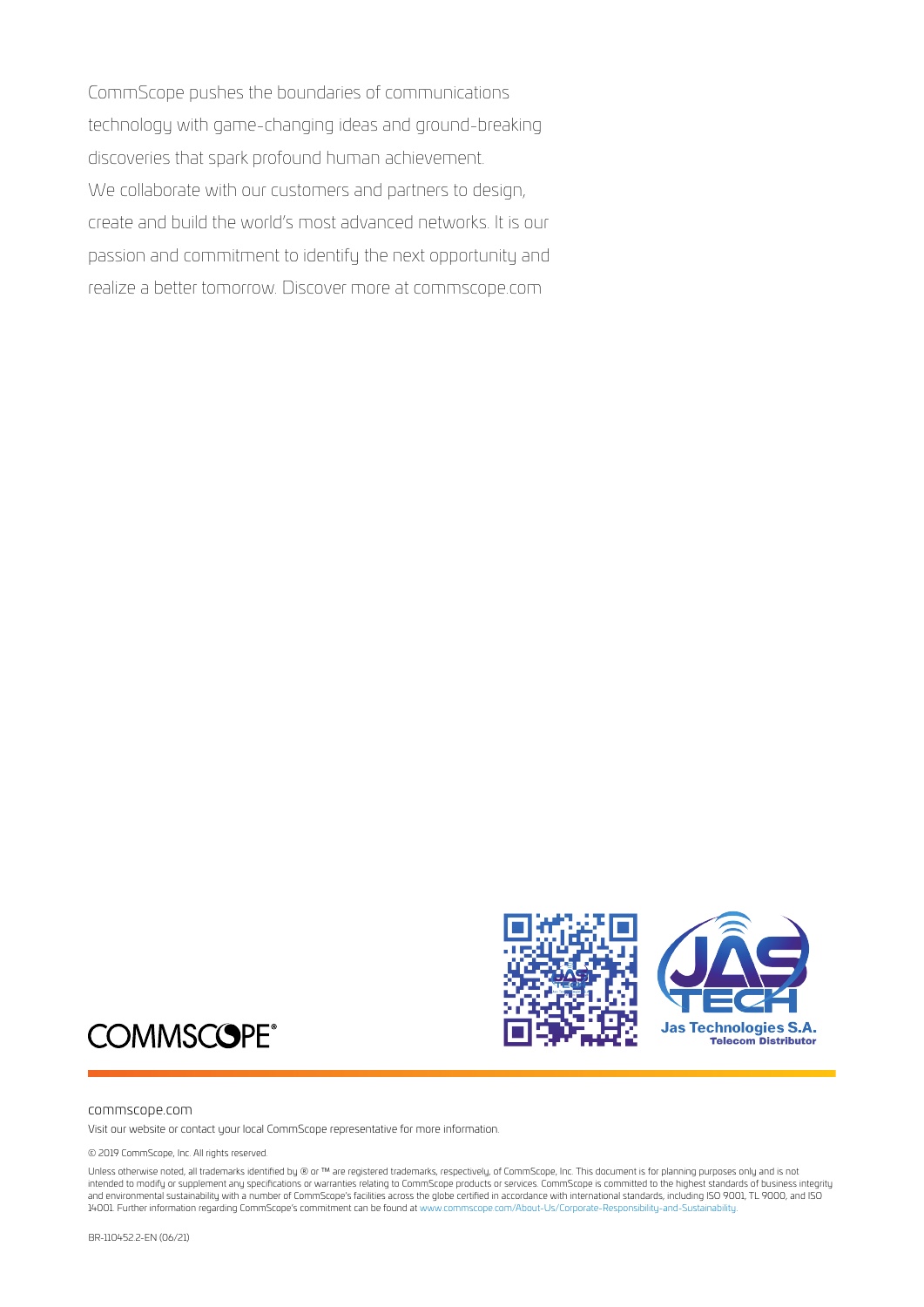CommScope pushes the boundaries of communications technology with game-changing ideas and ground-breaking discoveries that spark profound human achievement. We collaborate with our customers and partners to design, create and build the world's most advanced networks. It is our passion and commitment to identify the next opportunity and realize a better tomorrow. Discover more at commscope.com

Jas Technologies S.A.
Telecom Distributor

COMMSCOPE®

commscope.com

Visit our website or contact your local CommScope representative for more information.

© 2019 CommScope, Inc. All rights reserved.

Unless otherwise noted, all trademarks identified by ® or ™ are registered trademarks, respectively, of CommScope, Inc. This document is for planning purposes only and is not intended to modify or supplement any specifications or warranties relating to CommScope products or services. CommScope is committed to the highest standards of business integrity and environmental sustainability with a number of CommScope's facilities across the globe certified in accordance with international standards, including ISO 9001, TL 9000, and ISO 14001. Further information regarding CommScope's commitment can be found at www.commscope.com/About-Us/Corporate-Responsibility-and-Sustainability.

BR-110452.2-EN (06/21)